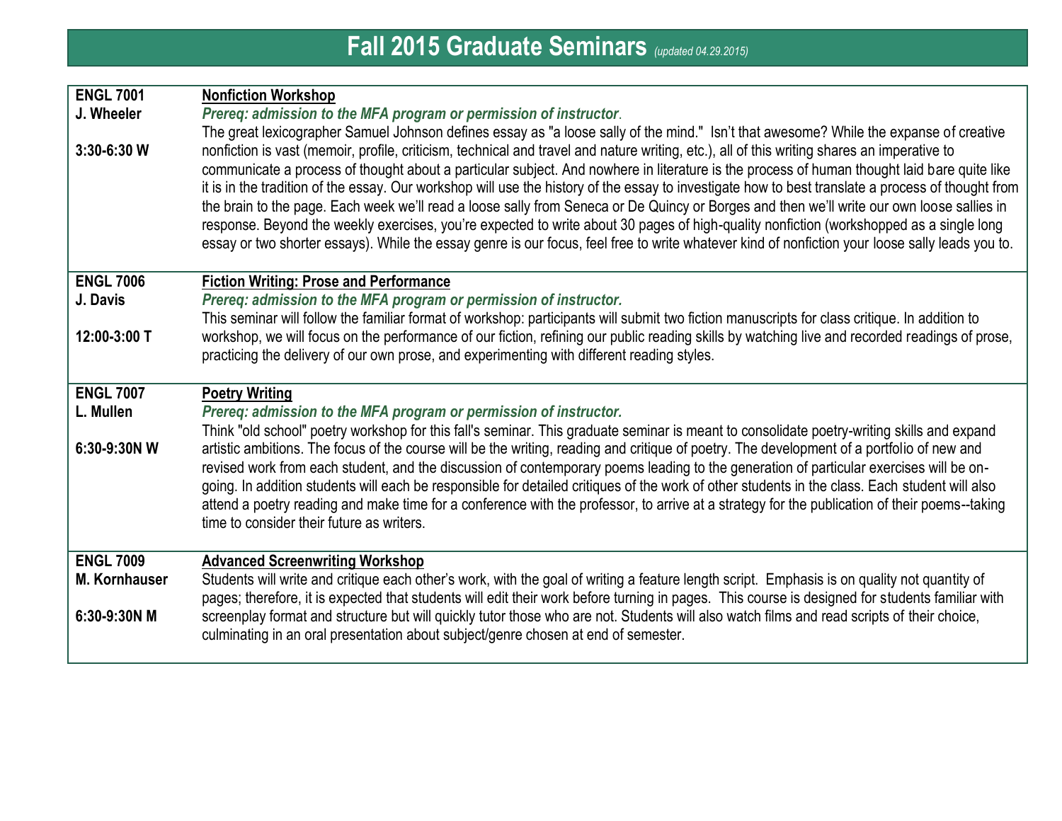# Fall 2015 Graduate Seminars *(updated 04.29.2015)*

| | |
|---|---|
| **ENGL 7001**<br>**J. Wheeler**<br><br>**3:30-6:30 W** | <u>**Nonfiction Workshop**</u><br>***Prereq: admission to the MFA program or permission of instructor.***<br>The great lexicographer Samuel Johnson defines essay as "a loose sally of the mind." Isn't that awesome? While the expanse of creative nonfiction is vast (memoir, profile, criticism, technical and travel and nature writing, etc.), all of this writing shares an imperative to communicate a process of thought about a particular subject. And nowhere in literature is the process of human thought laid bare quite like it is in the tradition of the essay. Our workshop will use the history of the essay to investigate how to best translate a process of thought from the brain to the page. Each week we'll read a loose sally from Seneca or De Quincy or Borges and then we'll write our own loose sallies in response. Beyond the weekly exercises, you're expected to write about 30 pages of high-quality nonfiction (workshopped as a single long essay or two shorter essays). While the essay genre is our focus, feel free to write whatever kind of nonfiction your loose sally leads you to. |
| **ENGL 7006**<br>**J. Davis**<br><br>**12:00-3:00 T** | <u>**Fiction Writing: Prose and Performance**</u><br>***Prereq: admission to the MFA program or permission of instructor.***<br>This seminar will follow the familiar format of workshop: participants will submit two fiction manuscripts for class critique. In addition to workshop, we will focus on the performance of our fiction, refining our public reading skills by watching live and recorded readings of prose, practicing the delivery of our own prose, and experimenting with different reading styles. |
| **ENGL 7007**<br>**L. Mullen**<br><br>**6:30-9:30N W** | <u>**Poetry Writing**</u><br>***Prereq: admission to the MFA program or permission of instructor.***<br>Think "old school" poetry workshop for this fall's seminar. This graduate seminar is meant to consolidate poetry-writing skills and expand artistic ambitions. The focus of the course will be the writing, reading and critique of poetry. The development of a portfolio of new and revised work from each student, and the discussion of contemporary poems leading to the generation of particular exercises will be on-going. In addition students will each be responsible for detailed critiques of the work of other students in the class. Each student will also attend a poetry reading and make time for a conference with the professor, to arrive at a strategy for the publication of their poems--taking time to consider their future as writers. |
| **ENGL 7009**<br>**M. Kornhauser**<br><br>**6:30-9:30N M** | <u>**Advanced Screenwriting Workshop**</u><br>Students will write and critique each other's work, with the goal of writing a feature length script. Emphasis is on quality not quantity of pages; therefore, it is expected that students will edit their work before turning in pages. This course is designed for students familiar with screenplay format and structure but will quickly tutor those who are not. Students will also watch films and read scripts of their choice, culminating in an oral presentation about subject/genre chosen at end of semester. |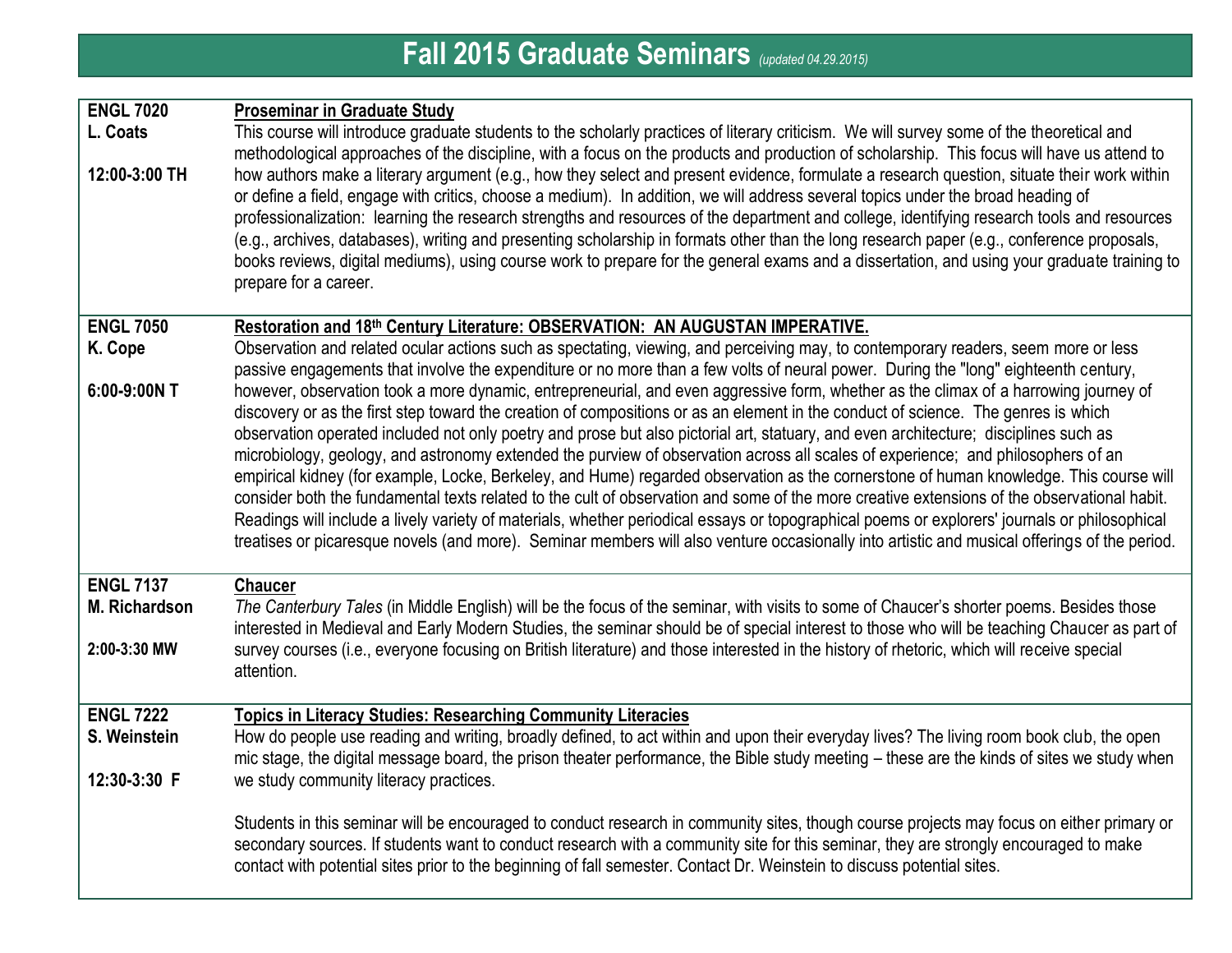# Fall 2015 Graduate Seminars *(updated 04.29.2015)*

| | |
|---|---|
| **ENGL 7020**<br>**L. Coats**<br><br>**12:00-3:00 TH** | **Proseminar in Graduate Study**<br>This course will introduce graduate students to the scholarly practices of literary criticism. We will survey some of the theoretical and methodological approaches of the discipline, with a focus on the products and production of scholarship. This focus will have us attend to how authors make a literary argument (e.g., how they select and present evidence, formulate a research question, situate their work within or define a field, engage with critics, choose a medium). In addition, we will address several topics under the broad heading of professionalization: learning the research strengths and resources of the department and college, identifying research tools and resources (e.g., archives, databases), writing and presenting scholarship in formats other than the long research paper (e.g., conference proposals, books reviews, digital mediums), using course work to prepare for the general exams and a dissertation, and using your graduate training to prepare for a career. |
| **ENGL 7050**<br>**K. Cope**<br><br>**6:00-9:00N T** | **Restoration and 18th Century Literature: OBSERVATION: AN AUGUSTAN IMPERATIVE.**<br>Observation and related ocular actions such as spectating, viewing, and perceiving may, to contemporary readers, seem more or less passive engagements that involve the expenditure or no more than a few volts of neural power. During the "long" eighteenth century, however, observation took a more dynamic, entrepreneurial, and even aggressive form, whether as the climax of a harrowing journey of discovery or as the first step toward the creation of compositions or as an element in the conduct of science. The genres is which observation operated included not only poetry and prose but also pictorial art, statuary, and even architecture; disciplines such as microbiology, geology, and astronomy extended the purview of observation across all scales of experience; and philosophers of an empirical kidney (for example, Locke, Berkeley, and Hume) regarded observation as the cornerstone of human knowledge. This course will consider both the fundamental texts related to the cult of observation and some of the more creative extensions of the observational habit. Readings will include a lively variety of materials, whether periodical essays or topographical poems or explorers' journals or philosophical treatises or picaresque novels (and more). Seminar members will also venture occasionally into artistic and musical offerings of the period. |
| **ENGL 7137**<br>**M. Richardson**<br><br>**2:00-3:30 MW** | **Chaucer**<br>*The Canterbury Tales* (in Middle English) will be the focus of the seminar, with visits to some of Chaucer's shorter poems. Besides those interested in Medieval and Early Modern Studies, the seminar should be of special interest to those who will be teaching Chaucer as part of survey courses (i.e., everyone focusing on British literature) and those interested in the history of rhetoric, which will receive special attention. |
| **ENGL 7222**<br>**S. Weinstein**<br><br>**12:30-3:30 F** | **Topics in Literacy Studies: Researching Community Literacies**<br>How do people use reading and writing, broadly defined, to act within and upon their everyday lives? The living room book club, the open mic stage, the digital message board, the prison theater performance, the Bible study meeting – these are the kinds of sites we study when we study community literacy practices.<br><br>Students in this seminar will be encouraged to conduct research in community sites, though course projects may focus on either primary or secondary sources. If students want to conduct research with a community site for this seminar, they are strongly encouraged to make contact with potential sites prior to the beginning of fall semester. Contact Dr. Weinstein to discuss potential sites. |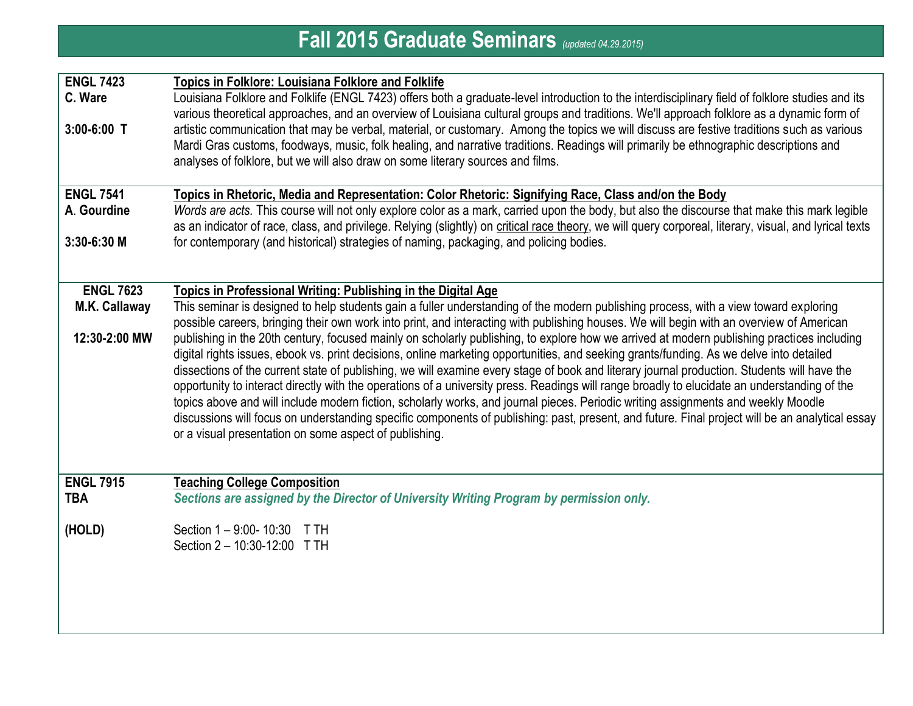# Fall 2015 Graduate Seminars *(updated 04.29.2015)*

| | |
|---|---|
| **ENGL 7423**<br>**C. Ware**<br><br>**3:00-6:00 T** | **Topics in Folklore: Louisiana Folklore and Folklife**<br>Louisiana Folklore and Folklife (ENGL 7423) offers both a graduate-level introduction to the interdisciplinary field of folklore studies and its various theoretical approaches, and an overview of Louisiana cultural groups and traditions. We'll approach folklore as a dynamic form of artistic communication that may be verbal, material, or customary. Among the topics we will discuss are festive traditions such as various Mardi Gras customs, foodways, music, folk healing, and narrative traditions. Readings will primarily be ethnographic descriptions and analyses of folklore, but we will also draw on some literary sources and films. |
| **ENGL 7541**<br>**A. Gourdine**<br><br>**3:30-6:30 M** | **Topics in Rhetoric, Media and Representation: Color Rhetoric: Signifying Race, Class and/on the Body**<br>*Words are acts.* This course will not only explore color as a mark, carried upon the body, but also the discourse that make this mark legible as an indicator of race, class, and privilege. Relying (slightly) on critical race theory, we will query corporeal, literary, visual, and lyrical texts for contemporary (and historical) strategies of naming, packaging, and policing bodies. |
| **ENGL 7623**<br>**M.K. Callaway**<br><br>**12:30-2:00 MW** | **Topics in Professional Writing: Publishing in the Digital Age**<br>This seminar is designed to help students gain a fuller understanding of the modern publishing process, with a view toward exploring possible careers, bringing their own work into print, and interacting with publishing houses. We will begin with an overview of American publishing in the 20th century, focused mainly on scholarly publishing, to explore how we arrived at modern publishing practices including digital rights issues, ebook vs. print decisions, online marketing opportunities, and seeking grants/funding. As we delve into detailed dissections of the current state of publishing, we will examine every stage of book and literary journal production. Students will have the opportunity to interact directly with the operations of a university press. Readings will range broadly to elucidate an understanding of the topics above and will include modern fiction, scholarly works, and journal pieces. Periodic writing assignments and weekly Moodle discussions will focus on understanding specific components of publishing: past, present, and future. Final project will be an analytical essay or a visual presentation on some aspect of publishing. |
| **ENGL 7915**<br>**TBA**<br><br>**(HOLD)** | **Teaching College Composition**<br>***Sections are assigned by the Director of University Writing Program by permission only.***<br><br>Section 1 – 9:00- 10:30 T TH<br>Section 2 – 10:30-12:00 T TH |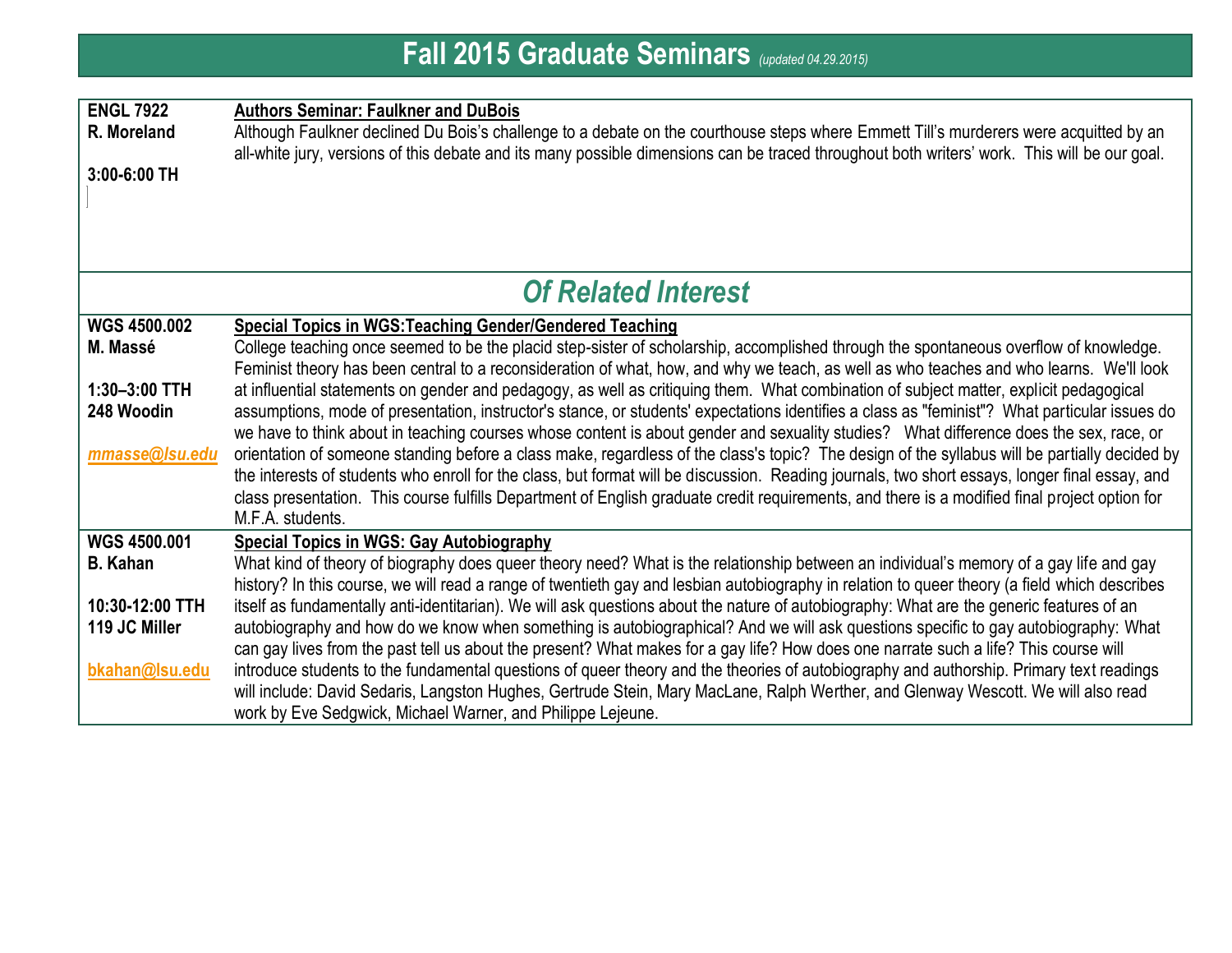# Fall 2015 Graduate Seminars *(updated 04.29.2015)*

| | |
|---|---|
| **ENGL 7922**<br>**R. Moreland**<br><br>**3:00-6:00 TH** | **Authors Seminar: Faulkner and DuBois**<br>Although Faulkner declined Du Bois's challenge to a debate on the courthouse steps where Emmett Till's murderers were acquitted by an all-white jury, versions of this debate and its many possible dimensions can be traced throughout both writers' work. This will be our goal. |

## *Of Related Interest*

| | |
|---|---|
| **WGS 4500.002**<br>**M. Massé**<br><br>**1:30–3:00 TTH**<br>**248 Woodin**<br><br>***mmasse@lsu.edu*** | **Special Topics in WGS:Teaching Gender/Gendered Teaching**<br>College teaching once seemed to be the placid step-sister of scholarship, accomplished through the spontaneous overflow of knowledge. Feminist theory has been central to a reconsideration of what, how, and why we teach, as well as who teaches and who learns. We'll look at influential statements on gender and pedagogy, as well as critiquing them. What combination of subject matter, explicit pedagogical assumptions, mode of presentation, instructor's stance, or students' expectations identifies a class as "feminist"? What particular issues do we have to think about in teaching courses whose content is about gender and sexuality studies? What difference does the sex, race, or orientation of someone standing before a class make, regardless of the class's topic? The design of the syllabus will be partially decided by the interests of students who enroll for the class, but format will be discussion. Reading journals, two short essays, longer final essay, and class presentation. This course fulfills Department of English graduate credit requirements, and there is a modified final project option for M.F.A. students. |
| **WGS 4500.001**<br>**B. Kahan**<br><br>**10:30-12:00 TTH**<br>**119 JC Miller**<br><br>**bkahan@lsu.edu** | **Special Topics in WGS: Gay Autobiography**<br>What kind of theory of biography does queer theory need? What is the relationship between an individual's memory of a gay life and gay history? In this course, we will read a range of twentieth gay and lesbian autobiography in relation to queer theory (a field which describes itself as fundamentally anti-identitarian). We will ask questions about the nature of autobiography: What are the generic features of an autobiography and how do we know when something is autobiographical? And we will ask questions specific to gay autobiography: What can gay lives from the past tell us about the present? What makes for a gay life? How does one narrate such a life? This course will introduce students to the fundamental questions of queer theory and the theories of autobiography and authorship. Primary text readings will include: David Sedaris, Langston Hughes, Gertrude Stein, Mary MacLane, Ralph Werther, and Glenway Wescott. We will also read work by Eve Sedgwick, Michael Warner, and Philippe Lejeune. |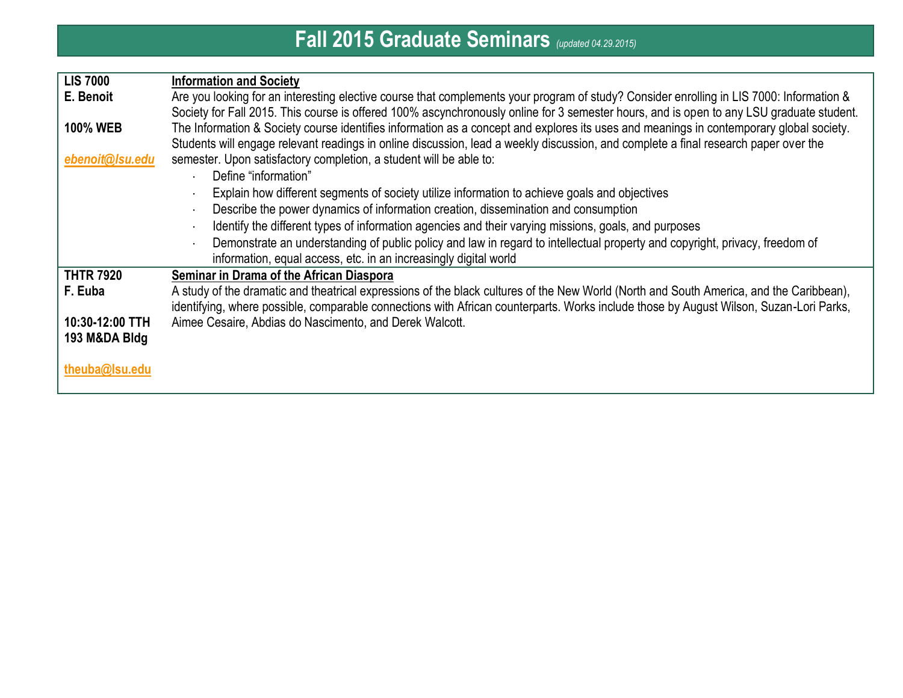# Fall 2015 Graduate Seminars *(updated 04.29.2015)*

| | |
|---|---|
| **LIS 7000**<br>**E. Benoit**<br><br>**100% WEB**<br><br>***ebenoit@lsu.edu*** | **Information and Society**<br>Are you looking for an interesting elective course that complements your program of study? Consider enrolling in LIS 7000: Information & Society for Fall 2015. This course is offered 100% ascynchronously online for 3 semester hours, and is open to any LSU graduate student. The Information & Society course identifies information as a concept and explores its uses and meanings in contemporary global society. Students will engage relevant readings in online discussion, lead a weekly discussion, and complete a final research paper over the semester. Upon satisfactory completion, a student will be able to:<br>· Define "information"<br>· Explain how different segments of society utilize information to achieve goals and objectives<br>· Describe the power dynamics of information creation, dissemination and consumption<br>· Identify the different types of information agencies and their varying missions, goals, and purposes<br>· Demonstrate an understanding of public policy and law in regard to intellectual property and copyright, privacy, freedom of information, equal access, etc. in an increasingly digital world |
| **THTR 7920**<br>**F. Euba**<br><br>**10:30-12:00 TTH**<br>**193 M&DA Bldg**<br><br>**theuba@lsu.edu** | **Seminar in Drama of the African Diaspora**<br>A study of the dramatic and theatrical expressions of the black cultures of the New World (North and South America, and the Caribbean), identifying, where possible, comparable connections with African counterparts. Works include those by August Wilson, Suzan-Lori Parks, Aimee Cesaire, Abdias do Nascimento, and Derek Walcott. |